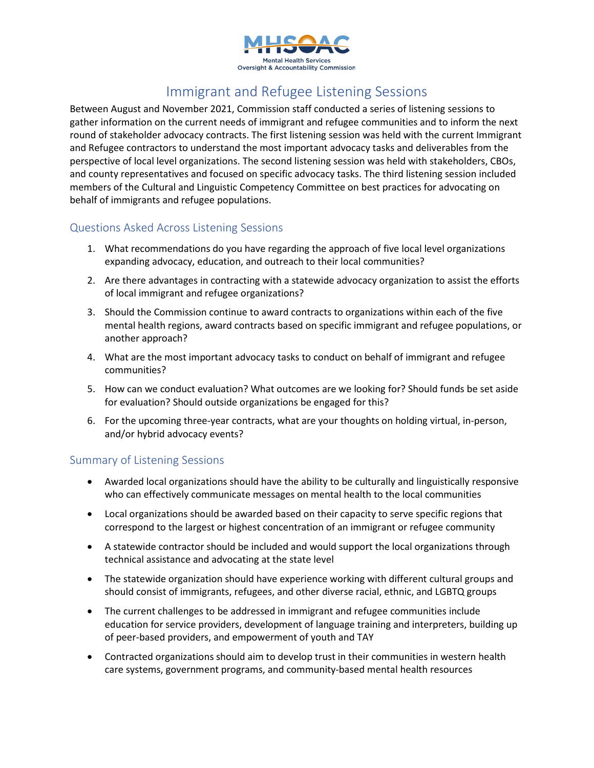MHSOAC

Mental Health Services
Oversight & Accountability Commission

# Immigrant and Refugee Listening Sessions

Between August and November 2021, Commission staff conducted a series of listening sessions to gather information on the current needs of immigrant and refugee communities and to inform the next round of stakeholder advocacy contracts. The first listening session was held with the current Immigrant and Refugee contractors to understand the most important advocacy tasks and deliverables from the perspective of local level organizations. The second listening session was held with stakeholders, CBOs, and county representatives and focused on specific advocacy tasks. The third listening session included members of the Cultural and Linguistic Competency Committee on best practices for advocating on behalf of immigrants and refugee populations.

## Questions Asked Across Listening Sessions

1. What recommendations do you have regarding the approach of five local level organizations expanding advocacy, education, and outreach to their local communities?
2. Are there advantages in contracting with a statewide advocacy organization to assist the efforts of local immigrant and refugee organizations?
3. Should the Commission continue to award contracts to organizations within each of the five mental health regions, award contracts based on specific immigrant and refugee populations, or another approach?
4. What are the most important advocacy tasks to conduct on behalf of immigrant and refugee communities?
5. How can we conduct evaluation? What outcomes are we looking for? Should funds be set aside for evaluation? Should outside organizations be engaged for this?
6. For the upcoming three-year contracts, what are your thoughts on holding virtual, in-person, and/or hybrid advocacy events?

## Summary of Listening Sessions

- Awarded local organizations should have the ability to be culturally and linguistically responsive who can effectively communicate messages on mental health to the local communities
- Local organizations should be awarded based on their capacity to serve specific regions that correspond to the largest or highest concentration of an immigrant or refugee community
- A statewide contractor should be included and would support the local organizations through technical assistance and advocating at the state level
- The statewide organization should have experience working with different cultural groups and should consist of immigrants, refugees, and other diverse racial, ethnic, and LGBTQ groups
- The current challenges to be addressed in immigrant and refugee communities include education for service providers, development of language training and interpreters, building up of peer-based providers, and empowerment of youth and TAY
- Contracted organizations should aim to develop trust in their communities in western health care systems, government programs, and community-based mental health resources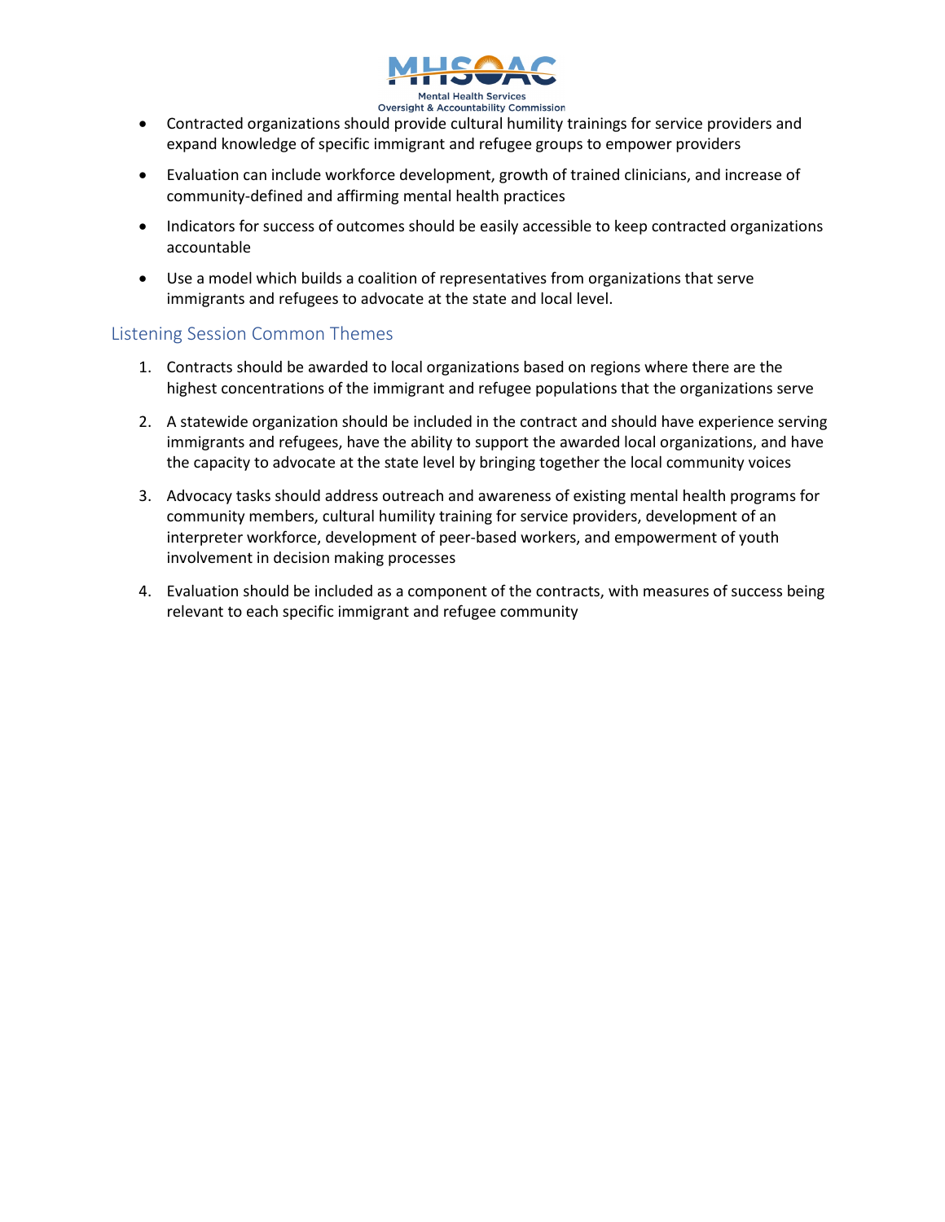- Contracted organizations should provide cultural humility trainings for service providers and expand knowledge of specific immigrant and refugee groups to empower providers
- Evaluation can include workforce development, growth of trained clinicians, and increase of community-defined and affirming mental health practices
- Indicators for success of outcomes should be easily accessible to keep contracted organizations accountable
- Use a model which builds a coalition of representatives from organizations that serve immigrants and refugees to advocate at the state and local level.

## Listening Session Common Themes

1. Contracts should be awarded to local organizations based on regions where there are the highest concentrations of the immigrant and refugee populations that the organizations serve
2. A statewide organization should be included in the contract and should have experience serving immigrants and refugees, have the ability to support the awarded local organizations, and have the capacity to advocate at the state level by bringing together the local community voices
3. Advocacy tasks should address outreach and awareness of existing mental health programs for community members, cultural humility training for service providers, development of an interpreter workforce, development of peer-based workers, and empowerment of youth involvement in decision making processes
4. Evaluation should be included as a component of the contracts, with measures of success being relevant to each specific immigrant and refugee community